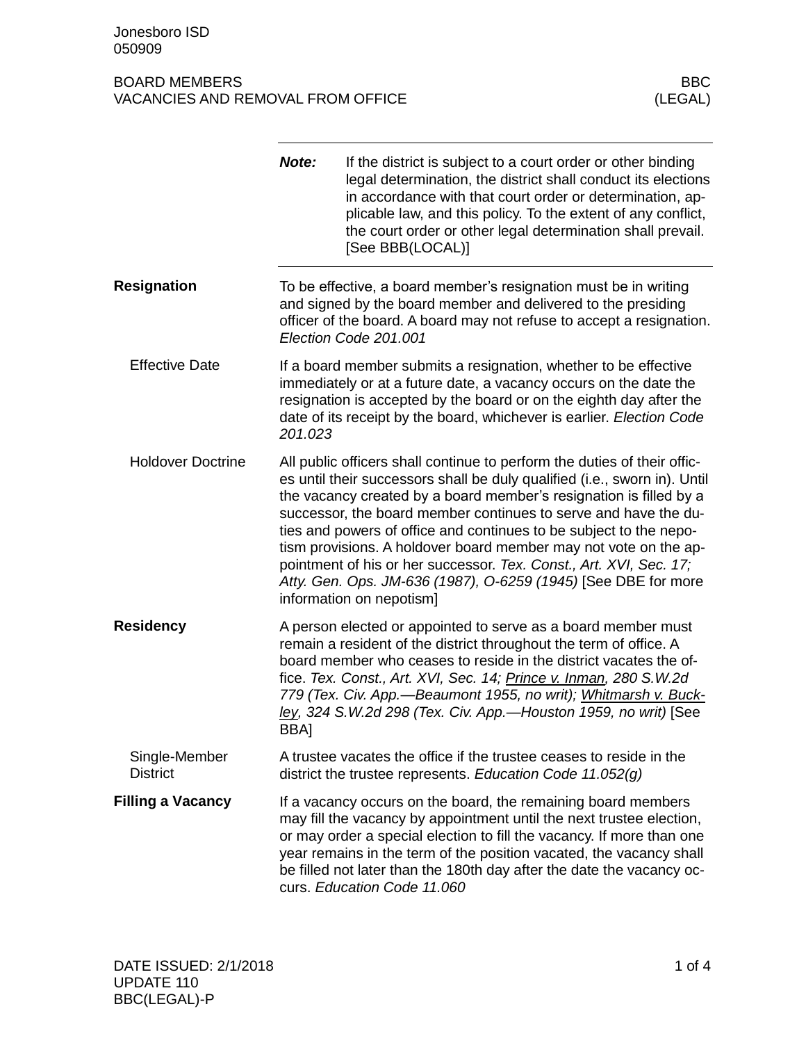# BOARD MEMBERS
# VACANCIES AND REMOVAL FROM OFFICE

**BBC (LEGAL)**

> ***Note:*** If the district is subject to a court order or other binding legal determination, the district shall conduct its elections in accordance with that court order or determination, applicable law, and this policy. To the extent of any conflict, the court order or other legal determination shall prevail. [See BBB(LOCAL)]

## Resignation

To be effective, a board member's resignation must be in writing and signed by the board member and delivered to the presiding officer of the board. A board may not refuse to accept a resignation. *Election Code 201.001*

### Effective Date

If a board member submits a resignation, whether to be effective immediately or at a future date, a vacancy occurs on the date the resignation is accepted by the board or on the eighth day after the date of its receipt by the board, whichever is earlier. *Election Code 201.023*

### Holdover Doctrine

All public officers shall continue to perform the duties of their offices until their successors shall be duly qualified (i.e., sworn in). Until the vacancy created by a board member's resignation is filled by a successor, the board member continues to serve and have the duties and powers of office and continues to be subject to the nepotism provisions. A holdover board member may not vote on the appointment of his or her successor. *Tex. Const., Art. XVI, Sec. 17; Atty. Gen. Ops. JM-636 (1987), O-6259 (1945)* [See DBE for more information on nepotism]

## Residency

A person elected or appointed to serve as a board member must remain a resident of the district throughout the term of office. A board member who ceases to reside in the district vacates the office. *Tex. Const., Art. XVI, Sec. 14; Prince v. Inman, 280 S.W.2d 779 (Tex. Civ. App.—Beaumont 1955, no writ); Whitmarsh v. Buckley, 324 S.W.2d 298 (Tex. Civ. App.—Houston 1959, no writ)* [See BBA]

### Single-Member District

A trustee vacates the office if the trustee ceases to reside in the district the trustee represents. *Education Code 11.052(g)*

## Filling a Vacancy

If a vacancy occurs on the board, the remaining board members may fill the vacancy by appointment until the next trustee election, or may order a special election to fill the vacancy. If more than one year remains in the term of the position vacated, the vacancy shall be filled not later than the 180th day after the date the vacancy occurs. *Education Code 11.060*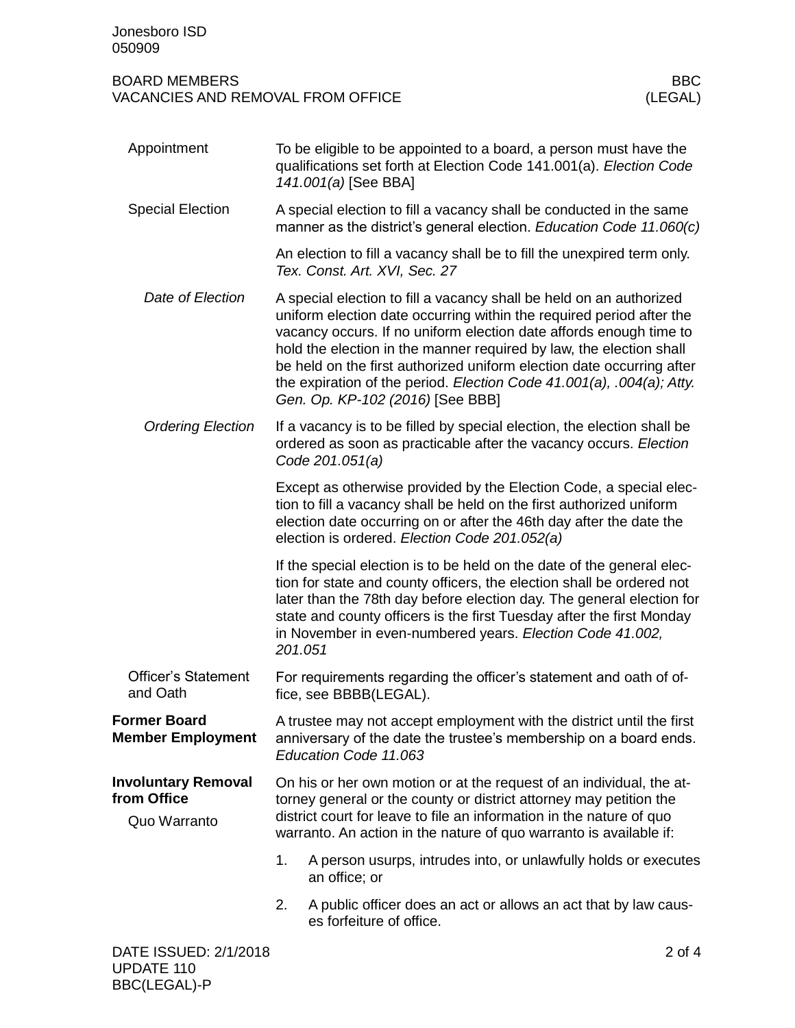### Appointment

To be eligible to be appointed to a board, a person must have the qualifications set forth at Election Code 141.001(a). *Election Code 141.001(a)* [See BBA]

### Special Election

A special election to fill a vacancy shall be conducted in the same manner as the district's general election. *Education Code 11.060(c)*

An election to fill a vacancy shall be to fill the unexpired term only. *Tex. Const. Art. XVI, Sec. 27*

#### *Date of Election*

A special election to fill a vacancy shall be held on an authorized uniform election date occurring within the required period after the vacancy occurs. If no uniform election date affords enough time to hold the election in the manner required by law, the election shall be held on the first authorized uniform election date occurring after the expiration of the period. *Election Code 41.001(a), .004(a); Atty. Gen. Op. KP-102 (2016)* [See BBB]

#### *Ordering Election*

If a vacancy is to be filled by special election, the election shall be ordered as soon as practicable after the vacancy occurs. *Election Code 201.051(a)*

Except as otherwise provided by the Election Code, a special election to fill a vacancy shall be held on the first authorized uniform election date occurring on or after the 46th day after the date the election is ordered. *Election Code 201.052(a)*

If the special election is to be held on the date of the general election for state and county officers, the election shall be ordered not later than the 78th day before election day. The general election for state and county officers is the first Tuesday after the first Monday in November in even-numbered years. *Election Code 41.002, 201.051*

### Officer's Statement and Oath

For requirements regarding the officer's statement and oath of office, see BBBB(LEGAL).

## Former Board Member Employment

A trustee may not accept employment with the district until the first anniversary of the date the trustee's membership on a board ends. *Education Code 11.063*

## Involuntary Removal from Office

### Quo Warranto

On his or her own motion or at the request of an individual, the attorney general or the county or district attorney may petition the district court for leave to file an information in the nature of quo warranto. An action in the nature of quo warranto is available if:

1. A person usurps, intrudes into, or unlawfully holds or executes an office; or
2. A public officer does an act or allows an act that by law causes forfeiture of office.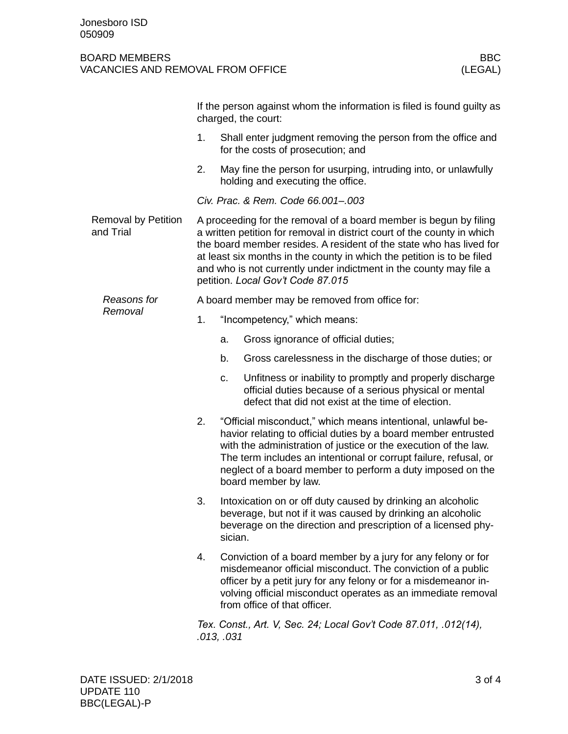If the person against whom the information is filed is found guilty as charged, the court:

1. Shall enter judgment removing the person from the office and for the costs of prosecution; and
2. May fine the person for usurping, intruding into, or unlawfully holding and executing the office.

*Civ. Prac. & Rem. Code 66.001–.003*

## Removal by Petition and Trial

A proceeding for the removal of a board member is begun by filing a written petition for removal in district court of the county in which the board member resides. A resident of the state who has lived for at least six months in the county in which the petition is to be filed and who is not currently under indictment in the county may file a petition. *Local Gov't Code 87.015*

### *Reasons for Removal*

A board member may be removed from office for:

1. "Incompetency," which means:
   a. Gross ignorance of official duties;
   b. Gross carelessness in the discharge of those duties; or
   c. Unfitness or inability to promptly and properly discharge official duties because of a serious physical or mental defect that did not exist at the time of election.
2. "Official misconduct," which means intentional, unlawful behavior relating to official duties by a board member entrusted with the administration of justice or the execution of the law. The term includes an intentional or corrupt failure, refusal, or neglect of a board member to perform a duty imposed on the board member by law.
3. Intoxication on or off duty caused by drinking an alcoholic beverage, but not if it was caused by drinking an alcoholic beverage on the direction and prescription of a licensed physician.
4. Conviction of a board member by a jury for any felony or for misdemeanor official misconduct. The conviction of a public officer by a petit jury for any felony or for a misdemeanor involving official misconduct operates as an immediate removal from office of that officer.

*Tex. Const., Art. V, Sec. 24; Local Gov't Code 87.011, .012(14), .013, .031*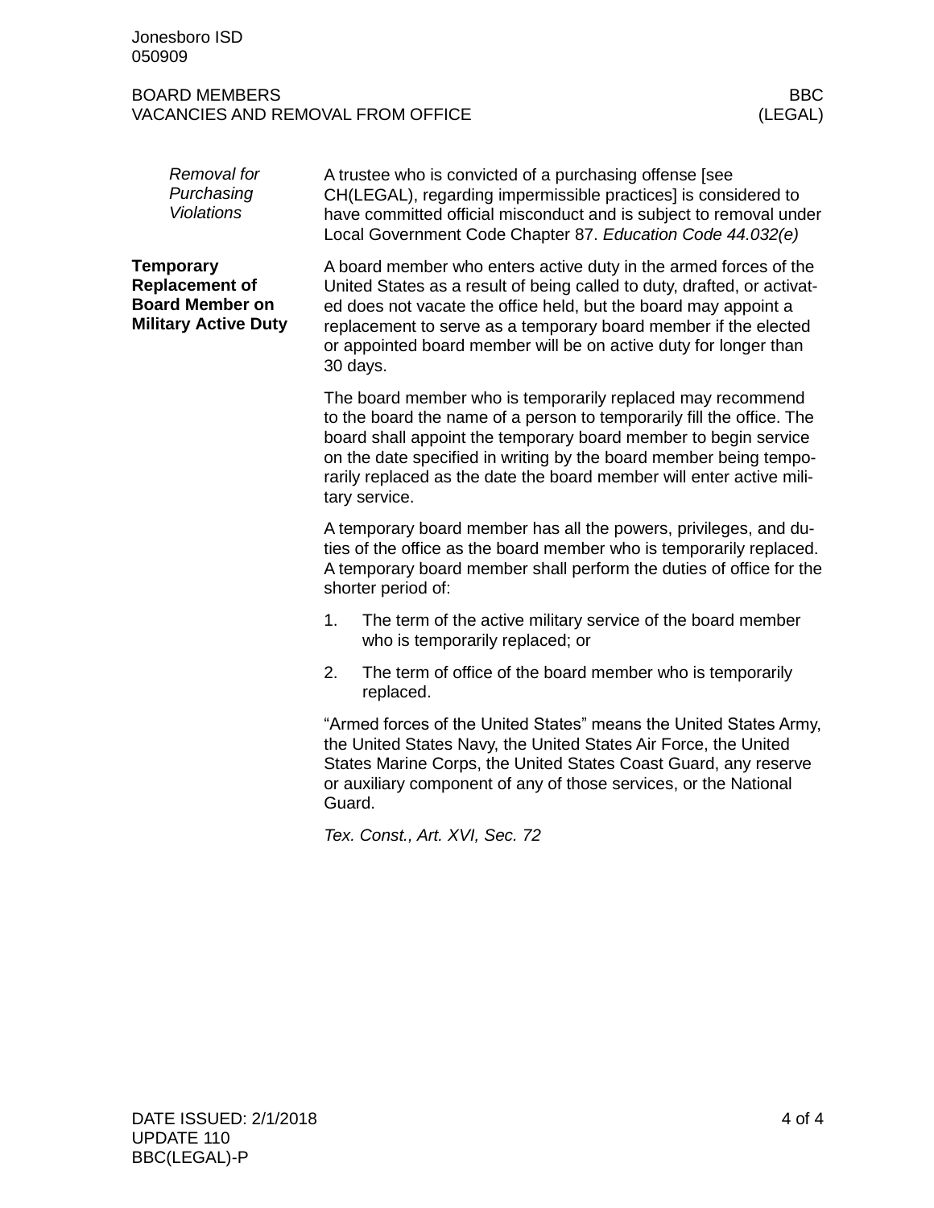### *Removal for Purchasing Violations*

A trustee who is convicted of a purchasing offense [see CH(LEGAL), regarding impermissible practices] is considered to have committed official misconduct and is subject to removal under Local Government Code Chapter 87. *Education Code 44.032(e)*

## Temporary Replacement of Board Member on Military Active Duty

A board member who enters active duty in the armed forces of the United States as a result of being called to duty, drafted, or activated does not vacate the office held, but the board may appoint a replacement to serve as a temporary board member if the elected or appointed board member will be on active duty for longer than 30 days.

The board member who is temporarily replaced may recommend to the board the name of a person to temporarily fill the office. The board shall appoint the temporary board member to begin service on the date specified in writing by the board member being temporarily replaced as the date the board member will enter active military service.

A temporary board member has all the powers, privileges, and duties of the office as the board member who is temporarily replaced. A temporary board member shall perform the duties of office for the shorter period of:

1. The term of the active military service of the board member who is temporarily replaced; or
2. The term of office of the board member who is temporarily replaced.

“Armed forces of the United States” means the United States Army, the United States Navy, the United States Air Force, the United States Marine Corps, the United States Coast Guard, any reserve or auxiliary component of any of those services, or the National Guard.

*Tex. Const., Art. XVI, Sec. 72*